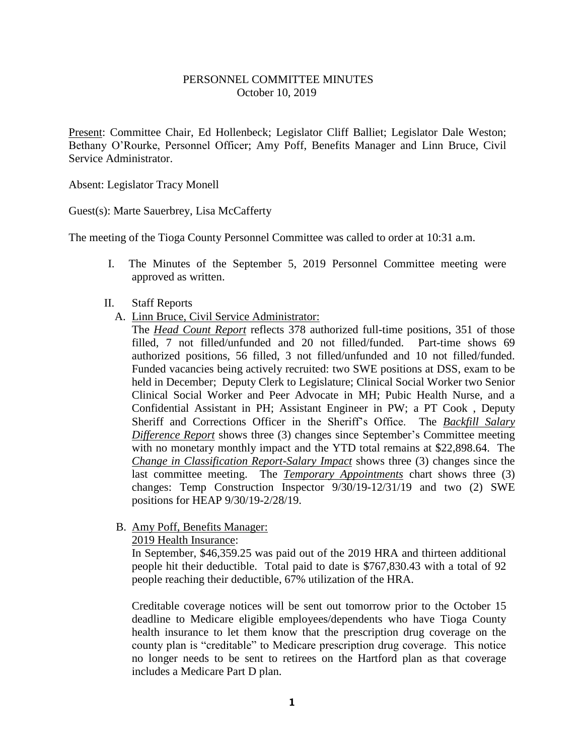PERSONNEL COMMITTEE MINUTES
October 10, 2019

Present: Committee Chair, Ed Hollenbeck; Legislator Cliff Balliet; Legislator Dale Weston; Bethany O'Rourke, Personnel Officer; Amy Poff, Benefits Manager and Linn Bruce, Civil Service Administrator.

Absent: Legislator Tracy Monell

Guest(s): Marte Sauerbrey, Lisa McCafferty

The meeting of the Tioga County Personnel Committee was called to order at 10:31 a.m.

I. The Minutes of the September 5, 2019 Personnel Committee meeting were approved as written.

II. Staff Reports

A. Linn Bruce, Civil Service Administrator:

The ***Head Count Report*** reflects 378 authorized full-time positions, 351 of those filled, 7 not filled/unfunded and 20 not filled/funded. Part-time shows 69 authorized positions, 56 filled, 3 not filled/unfunded and 10 not filled/funded. Funded vacancies being actively recruited: two SWE positions at DSS, exam to be held in December; Deputy Clerk to Legislature; Clinical Social Worker two Senior Clinical Social Worker and Peer Advocate in MH; Pubic Health Nurse, and a Confidential Assistant in PH; Assistant Engineer in PW; a PT Cook , Deputy Sheriff and Corrections Officer in the Sheriff's Office. The ***Backfill Salary Difference Report*** shows three (3) changes since September's Committee meeting with no monetary monthly impact and the YTD total remains at $22,898.64. The ***Change in Classification Report-Salary Impact*** shows three (3) changes since the last committee meeting. The ***Temporary Appointments*** chart shows three (3) changes: Temp Construction Inspector 9/30/19-12/31/19 and two (2) SWE positions for HEAP 9/30/19-2/28/19.

B. Amy Poff, Benefits Manager:

2019 Health Insurance:

In September, $46,359.25 was paid out of the 2019 HRA and thirteen additional people hit their deductible. Total paid to date is $767,830.43 with a total of 92 people reaching their deductible, 67% utilization of the HRA.

Creditable coverage notices will be sent out tomorrow prior to the October 15 deadline to Medicare eligible employees/dependents who have Tioga County health insurance to let them know that the prescription drug coverage on the county plan is "creditable" to Medicare prescription drug coverage. This notice no longer needs to be sent to retirees on the Hartford plan as that coverage includes a Medicare Part D plan.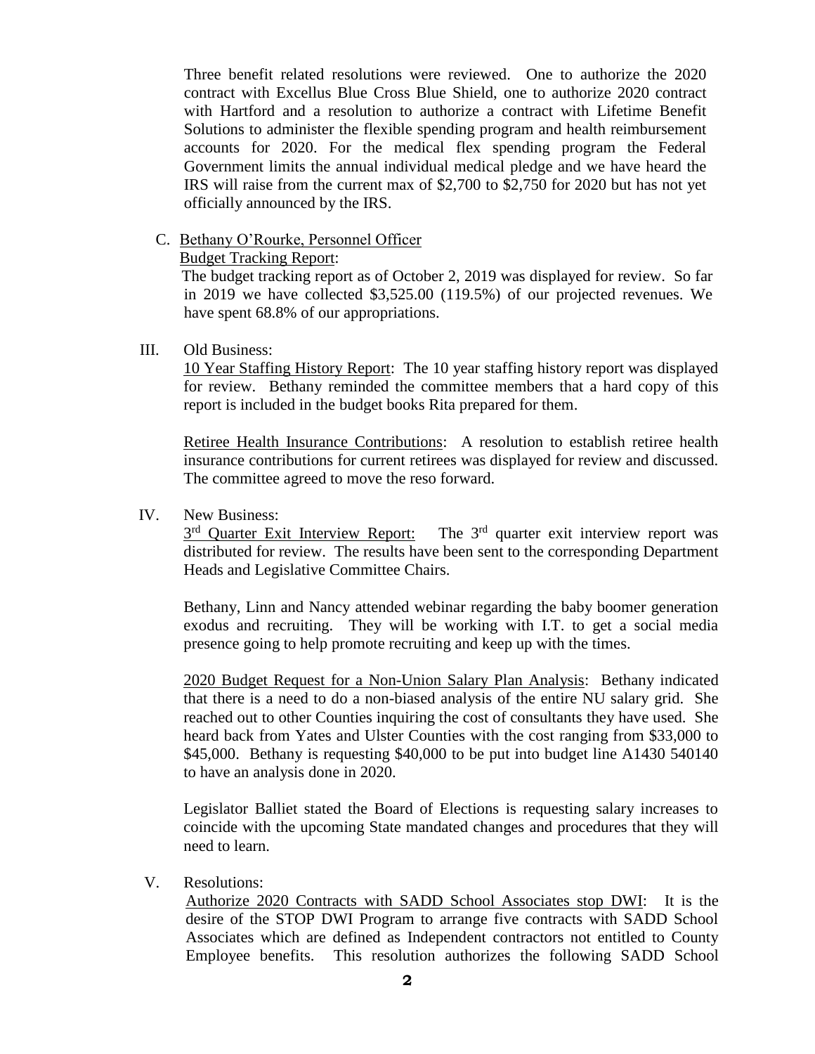Three benefit related resolutions were reviewed. One to authorize the 2020 contract with Excellus Blue Cross Blue Shield, one to authorize 2020 contract with Hartford and a resolution to authorize a contract with Lifetime Benefit Solutions to administer the flexible spending program and health reimbursement accounts for 2020. For the medical flex spending program the Federal Government limits the annual individual medical pledge and we have heard the IRS will raise from the current max of $2,700 to $2,750 for 2020 but has not yet officially announced by the IRS.

C. Bethany O'Rourke, Personnel Officer
Budget Tracking Report:
The budget tracking report as of October 2, 2019 was displayed for review. So far in 2019 we have collected $3,525.00 (119.5%) of our projected revenues. We have spent 68.8% of our appropriations.

III. Old Business:

10 Year Staffing History Report: The 10 year staffing history report was displayed for review. Bethany reminded the committee members that a hard copy of this report is included in the budget books Rita prepared for them.

Retiree Health Insurance Contributions: A resolution to establish retiree health insurance contributions for current retirees was displayed for review and discussed. The committee agreed to move the reso forward.

IV. New Business:

3rd Quarter Exit Interview Report: The 3rd quarter exit interview report was distributed for review. The results have been sent to the corresponding Department Heads and Legislative Committee Chairs.

Bethany, Linn and Nancy attended webinar regarding the baby boomer generation exodus and recruiting. They will be working with I.T. to get a social media presence going to help promote recruiting and keep up with the times.

2020 Budget Request for a Non-Union Salary Plan Analysis: Bethany indicated that there is a need to do a non-biased analysis of the entire NU salary grid. She reached out to other Counties inquiring the cost of consultants they have used. She heard back from Yates and Ulster Counties with the cost ranging from $33,000 to $45,000. Bethany is requesting $40,000 to be put into budget line A1430 540140 to have an analysis done in 2020.

Legislator Balliet stated the Board of Elections is requesting salary increases to coincide with the upcoming State mandated changes and procedures that they will need to learn.

V. Resolutions:

Authorize 2020 Contracts with SADD School Associates stop DWI: It is the desire of the STOP DWI Program to arrange five contracts with SADD School Associates which are defined as Independent contractors not entitled to County Employee benefits. This resolution authorizes the following SADD School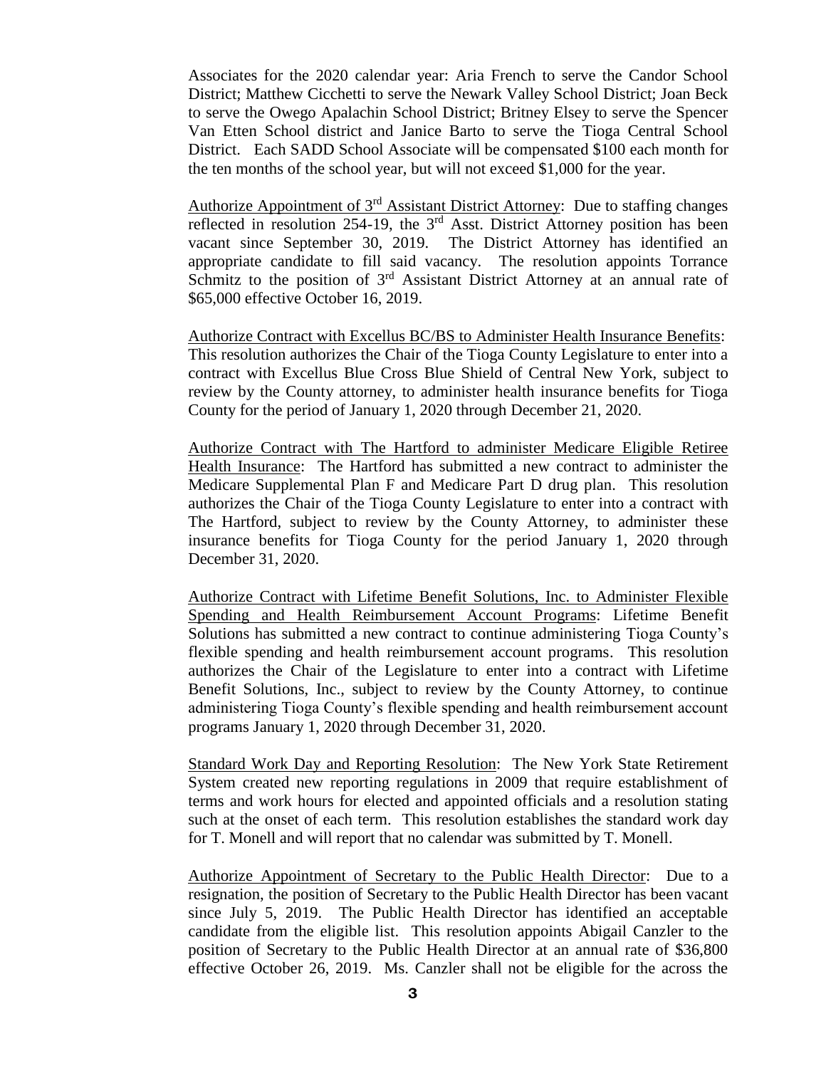Associates for the 2020 calendar year: Aria French to serve the Candor School District; Matthew Cicchetti to serve the Newark Valley School District; Joan Beck to serve the Owego Apalachin School District; Britney Elsey to serve the Spencer Van Etten School district and Janice Barto to serve the Tioga Central School District. Each SADD School Associate will be compensated $100 each month for the ten months of the school year, but will not exceed $1,000 for the year.

<u>Authorize Appointment of 3rd Assistant District Attorney</u>: Due to staffing changes reflected in resolution 254-19, the 3rd Asst. District Attorney position has been vacant since September 30, 2019. The District Attorney has identified an appropriate candidate to fill said vacancy. The resolution appoints Torrance Schmitz to the position of 3rd Assistant District Attorney at an annual rate of $65,000 effective October 16, 2019.

<u>Authorize Contract with Excellus BC/BS to Administer Health Insurance Benefits</u>: This resolution authorizes the Chair of the Tioga County Legislature to enter into a contract with Excellus Blue Cross Blue Shield of Central New York, subject to review by the County attorney, to administer health insurance benefits for Tioga County for the period of January 1, 2020 through December 21, 2020.

<u>Authorize Contract with The Hartford to administer Medicare Eligible Retiree Health Insurance</u>: The Hartford has submitted a new contract to administer the Medicare Supplemental Plan F and Medicare Part D drug plan. This resolution authorizes the Chair of the Tioga County Legislature to enter into a contract with The Hartford, subject to review by the County Attorney, to administer these insurance benefits for Tioga County for the period January 1, 2020 through December 31, 2020.

<u>Authorize Contract with Lifetime Benefit Solutions, Inc. to Administer Flexible Spending and Health Reimbursement Account Programs</u>: Lifetime Benefit Solutions has submitted a new contract to continue administering Tioga County's flexible spending and health reimbursement account programs. This resolution authorizes the Chair of the Legislature to enter into a contract with Lifetime Benefit Solutions, Inc., subject to review by the County Attorney, to continue administering Tioga County's flexible spending and health reimbursement account programs January 1, 2020 through December 31, 2020.

<u>Standard Work Day and Reporting Resolution</u>: The New York State Retirement System created new reporting regulations in 2009 that require establishment of terms and work hours for elected and appointed officials and a resolution stating such at the onset of each term. This resolution establishes the standard work day for T. Monell and will report that no calendar was submitted by T. Monell.

<u>Authorize Appointment of Secretary to the Public Health Director</u>: Due to a resignation, the position of Secretary to the Public Health Director has been vacant since July 5, 2019. The Public Health Director has identified an acceptable candidate from the eligible list. This resolution appoints Abigail Canzler to the position of Secretary to the Public Health Director at an annual rate of $36,800 effective October 26, 2019. Ms. Canzler shall not be eligible for the across the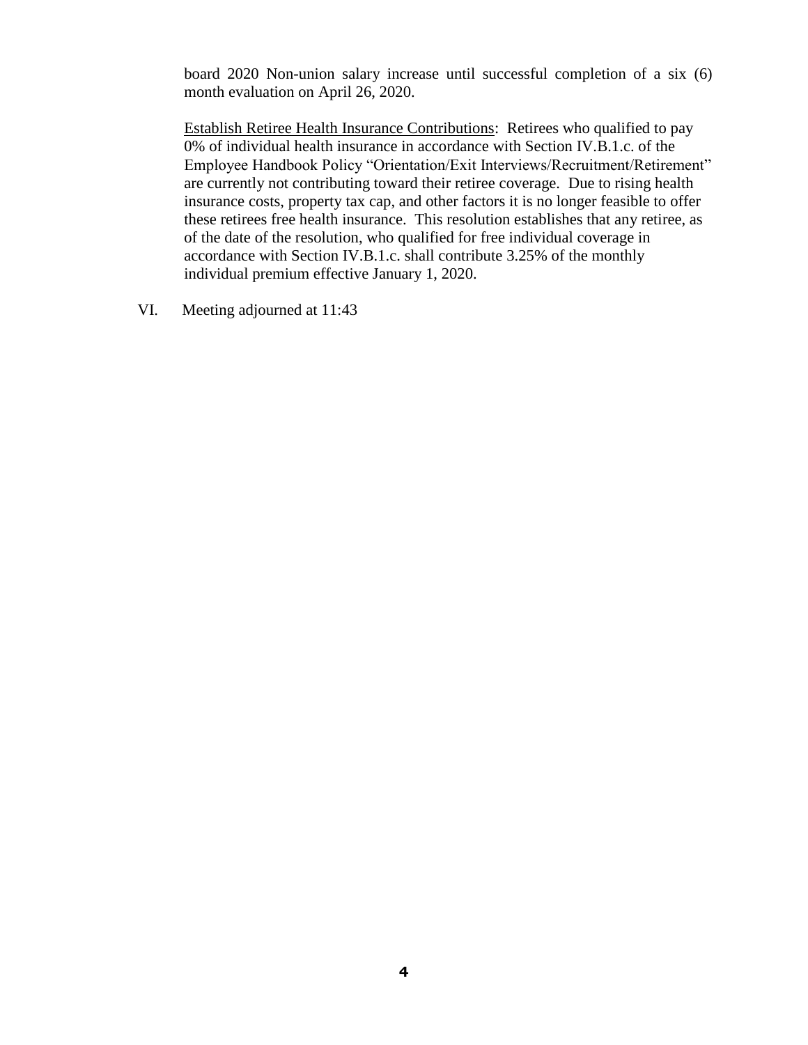board 2020 Non-union salary increase until successful completion of a six (6) month evaluation on April 26, 2020.

Establish Retiree Health Insurance Contributions: Retirees who qualified to pay 0% of individual health insurance in accordance with Section IV.B.1.c. of the Employee Handbook Policy "Orientation/Exit Interviews/Recruitment/Retirement" are currently not contributing toward their retiree coverage. Due to rising health insurance costs, property tax cap, and other factors it is no longer feasible to offer these retirees free health insurance. This resolution establishes that any retiree, as of the date of the resolution, who qualified for free individual coverage in accordance with Section IV.B.1.c. shall contribute 3.25% of the monthly individual premium effective January 1, 2020.

VI. Meeting adjourned at 11:43